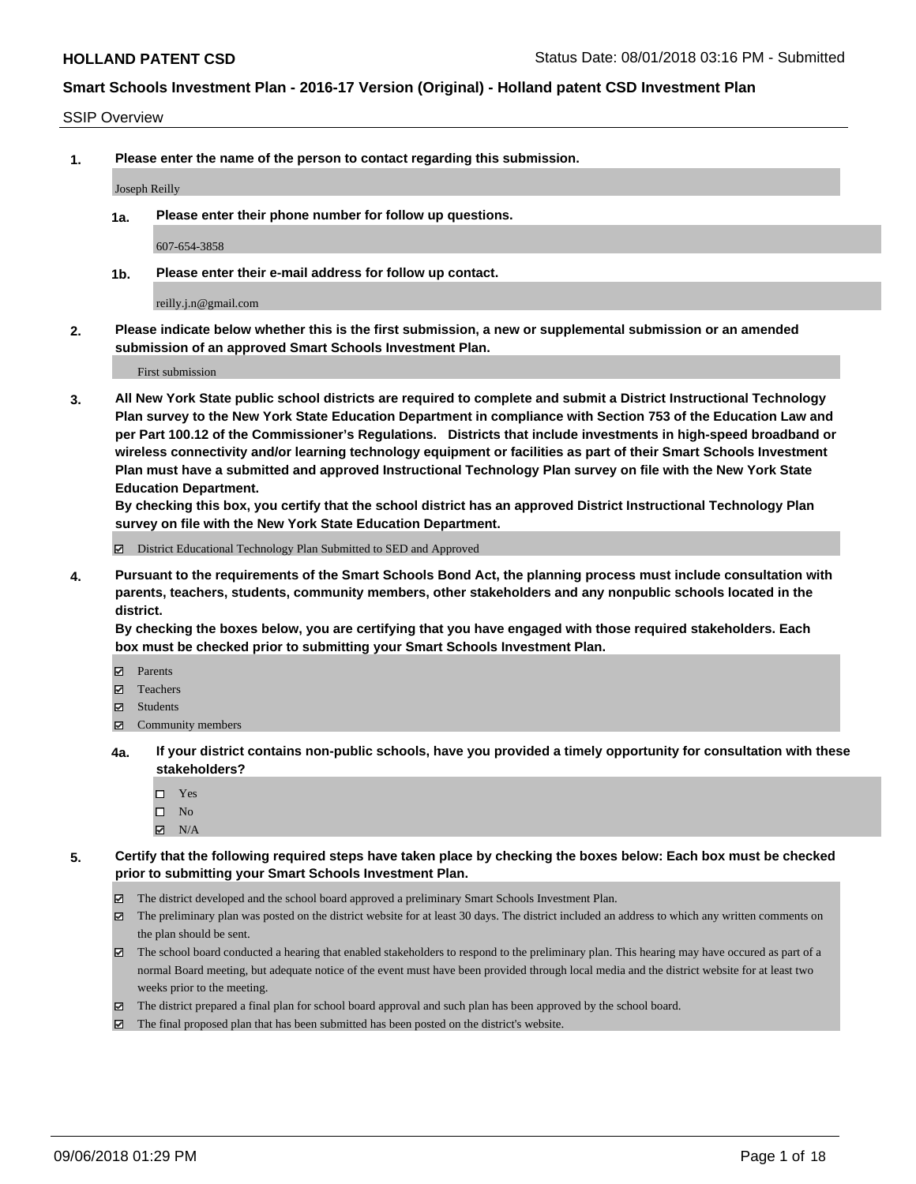## SSIP Overview

**1. Please enter the name of the person to contact regarding this submission.**

Joseph Reilly

**1a. Please enter their phone number for follow up questions.**

607-654-3858

**1b. Please enter their e-mail address for follow up contact.**

reilly.j.n@gmail.com

**2. Please indicate below whether this is the first submission, a new or supplemental submission or an amended submission of an approved Smart Schools Investment Plan.**

First submission

**3. All New York State public school districts are required to complete and submit a District Instructional Technology Plan survey to the New York State Education Department in compliance with Section 753 of the Education Law and per Part 100.12 of the Commissioner's Regulations. Districts that include investments in high-speed broadband or wireless connectivity and/or learning technology equipment or facilities as part of their Smart Schools Investment Plan must have a submitted and approved Instructional Technology Plan survey on file with the New York State Education Department.**
**By checking this box, you certify that the school district has an approved District Instructional Technology Plan survey on file with the New York State Education Department.**

- [x] District Educational Technology Plan Submitted to SED and Approved

**4. Pursuant to the requirements of the Smart Schools Bond Act, the planning process must include consultation with parents, teachers, students, community members, other stakeholders and any nonpublic schools located in the district.**
**By checking the boxes below, you are certifying that you have engaged with those required stakeholders. Each box must be checked prior to submitting your Smart Schools Investment Plan.**

- [x] Parents
- [x] Teachers
- [x] Students
- [x] Community members

**4a. If your district contains non-public schools, have you provided a timely opportunity for consultation with these stakeholders?**

- [ ] Yes
- [ ] No
- [x] N/A

**5. Certify that the following required steps have taken place by checking the boxes below: Each box must be checked prior to submitting your Smart Schools Investment Plan.**

- [x] The district developed and the school board approved a preliminary Smart Schools Investment Plan.
- [x] The preliminary plan was posted on the district website for at least 30 days. The district included an address to which any written comments on the plan should be sent.
- [x] The school board conducted a hearing that enabled stakeholders to respond to the preliminary plan. This hearing may have occured as part of a normal Board meeting, but adequate notice of the event must have been provided through local media and the district website for at least two weeks prior to the meeting.
- [x] The district prepared a final plan for school board approval and such plan has been approved by the school board.
- [x] The final proposed plan that has been submitted has been posted on the district's website.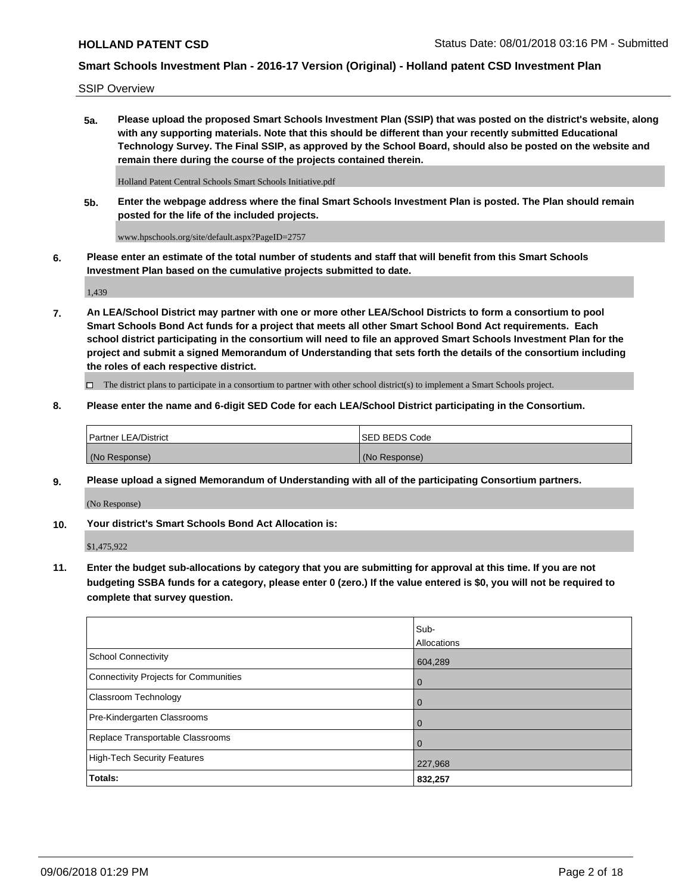SSIP Overview

**5a. Please upload the proposed Smart Schools Investment Plan (SSIP) that was posted on the district's website, along with any supporting materials. Note that this should be different than your recently submitted Educational Technology Survey. The Final SSIP, as approved by the School Board, should also be posted on the website and remain there during the course of the projects contained therein.**

Holland Patent Central Schools Smart Schools Initiative.pdf

**5b. Enter the webpage address where the final Smart Schools Investment Plan is posted. The Plan should remain posted for the life of the included projects.**

www.hpschools.org/site/default.aspx?PageID=2757

**6. Please enter an estimate of the total number of students and staff that will benefit from this Smart Schools Investment Plan based on the cumulative projects submitted to date.**

1,439

**7. An LEA/School District may partner with one or more other LEA/School Districts to form a consortium to pool Smart Schools Bond Act funds for a project that meets all other Smart School Bond Act requirements. Each school district participating in the consortium will need to file an approved Smart Schools Investment Plan for the project and submit a signed Memorandum of Understanding that sets forth the details of the consortium including the roles of each respective district.**

☐ The district plans to participate in a consortium to partner with other school district(s) to implement a Smart Schools project.

**8. Please enter the name and 6-digit SED Code for each LEA/School District participating in the Consortium.**

| Partner LEA/District | SED BEDS Code |
| --- | --- |
| (No Response) | (No Response) |

**9. Please upload a signed Memorandum of Understanding with all of the participating Consortium partners.**

(No Response)

**10. Your district's Smart Schools Bond Act Allocation is:**

$1,475,922

**11. Enter the budget sub-allocations by category that you are submitting for approval at this time. If you are not budgeting SSBA funds for a category, please enter 0 (zero.) If the value entered is $0, you will not be required to complete that survey question.**

| | Sub-Allocations |
| --- | --- |
| School Connectivity | 604,289 |
| Connectivity Projects for Communities | 0 |
| Classroom Technology | 0 |
| Pre-Kindergarten Classrooms | 0 |
| Replace Transportable Classrooms | 0 |
| High-Tech Security Features | 227,968 |
| **Totals:** | **832,257** |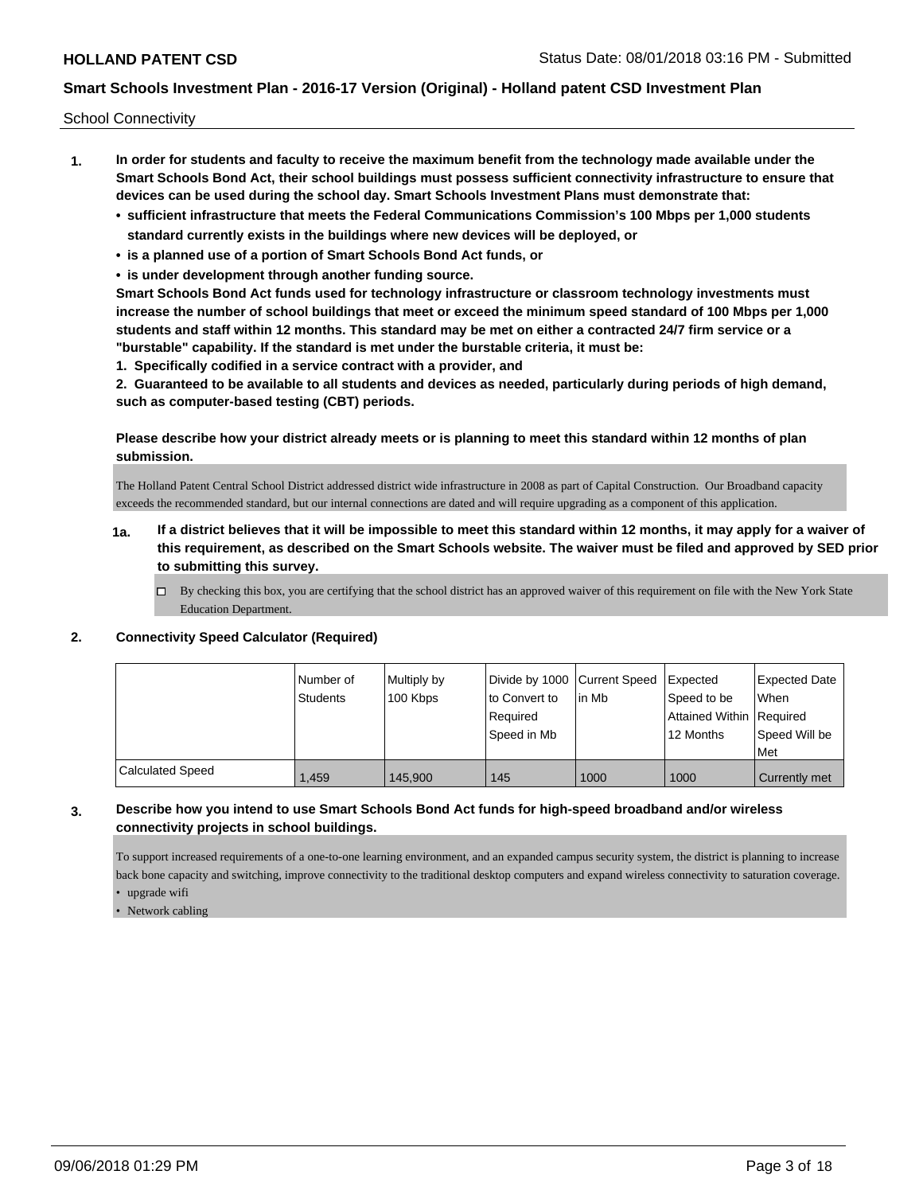School Connectivity

1. **In order for students and faculty to receive the maximum benefit from the technology made available under the Smart Schools Bond Act, their school buildings must possess sufficient connectivity infrastructure to ensure that devices can be used during the school day. Smart Schools Investment Plans must demonstrate that:**
   - **sufficient infrastructure that meets the Federal Communications Commission's 100 Mbps per 1,000 students standard currently exists in the buildings where new devices will be deployed, or**
   - **is a planned use of a portion of Smart Schools Bond Act funds, or**
   - **is under development through another funding source.**

   **Smart Schools Bond Act funds used for technology infrastructure or classroom technology investments must increase the number of school buildings that meet or exceed the minimum speed standard of 100 Mbps per 1,000 students and staff within 12 months. This standard may be met on either a contracted 24/7 firm service or a "burstable" capability. If the standard is met under the burstable criteria, it must be:**

   **1. Specifically codified in a service contract with a provider, and**

   **2. Guaranteed to be available to all students and devices as needed, particularly during periods of high demand, such as computer-based testing (CBT) periods.**

   **Please describe how your district already meets or is planning to meet this standard within 12 months of plan submission.**

   The Holland Patent Central School District addressed district wide infrastructure in 2008 as part of Capital Construction. Our Broadband capacity exceeds the recommended standard, but our internal connections are dated and will require upgrading as a component of this application.

   **1a. If a district believes that it will be impossible to meet this standard within 12 months, it may apply for a waiver of this requirement, as described on the Smart Schools website. The waiver must be filed and approved by SED prior to submitting this survey.**

   ☐ By checking this box, you are certifying that the school district has an approved waiver of this requirement on file with the New York State Education Department.

2. **Connectivity Speed Calculator (Required)**

| | Number of Students | Multiply by 100 Kbps | Divide by 1000 to Convert to Required Speed in Mb | Current Speed in Mb | Expected Speed to be Attained Within 12 Months | Expected Date When Required Speed Will be Met |
|---|---|---|---|---|---|---|
| Calculated Speed | 1,459 | 145,900 | 145 | 1000 | 1000 | Currently met |

3. **Describe how you intend to use Smart Schools Bond Act funds for high-speed broadband and/or wireless connectivity projects in school buildings.**

   To support increased requirements of a one-to-one learning environment, and an expanded campus security system, the district is planning to increase back bone capacity and switching, improve connectivity to the traditional desktop computers and expand wireless connectivity to saturation coverage.
   - upgrade wifi
   - Network cabling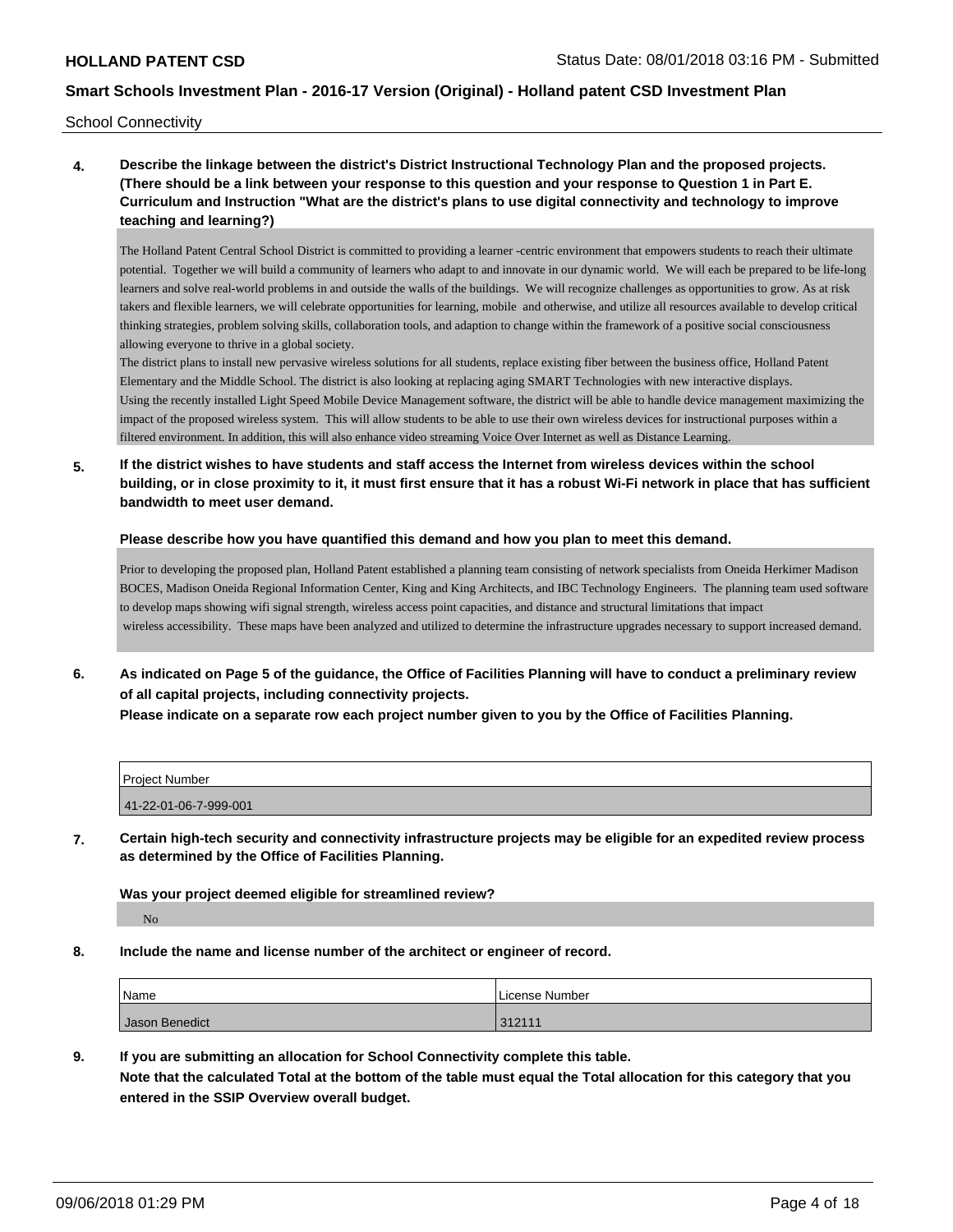School Connectivity

**4. Describe the linkage between the district's District Instructional Technology Plan and the proposed projects. (There should be a link between your response to this question and your response to Question 1 in Part E. Curriculum and Instruction "What are the district's plans to use digital connectivity and technology to improve teaching and learning?)**

The Holland Patent Central School District is committed to providing a learner -centric environment that empowers students to reach their ultimate potential. Together we will build a community of learners who adapt to and innovate in our dynamic world. We will each be prepared to be life-long learners and solve real-world problems in and outside the walls of the buildings. We will recognize challenges as opportunities to grow. As at risk takers and flexible learners, we will celebrate opportunities for learning, mobile and otherwise, and utilize all resources available to develop critical thinking strategies, problem solving skills, collaboration tools, and adaption to change within the framework of a positive social consciousness allowing everyone to thrive in a global society.

The district plans to install new pervasive wireless solutions for all students, replace existing fiber between the business office, Holland Patent Elementary and the Middle School. The district is also looking at replacing aging SMART Technologies with new interactive displays.

Using the recently installed Light Speed Mobile Device Management software, the district will be able to handle device management maximizing the impact of the proposed wireless system. This will allow students to be able to use their own wireless devices for instructional purposes within a filtered environment. In addition, this will also enhance video streaming Voice Over Internet as well as Distance Learning.

**5. If the district wishes to have students and staff access the Internet from wireless devices within the school building, or in close proximity to it, it must first ensure that it has a robust Wi-Fi network in place that has sufficient bandwidth to meet user demand.**

**Please describe how you have quantified this demand and how you plan to meet this demand.**

Prior to developing the proposed plan, Holland Patent established a planning team consisting of network specialists from Oneida Herkimer Madison BOCES, Madison Oneida Regional Information Center, King and King Architects, and IBC Technology Engineers. The planning team used software to develop maps showing wifi signal strength, wireless access point capacities, and distance and structural limitations that impact wireless accessibility. These maps have been analyzed and utilized to determine the infrastructure upgrades necessary to support increased demand.

**6. As indicated on Page 5 of the guidance, the Office of Facilities Planning will have to conduct a preliminary review of all capital projects, including connectivity projects.**
**Please indicate on a separate row each project number given to you by the Office of Facilities Planning.**

| Project Number |
|---|
| 41-22-01-06-7-999-001 |

**7. Certain high-tech security and connectivity infrastructure projects may be eligible for an expedited review process as determined by the Office of Facilities Planning.**

**Was your project deemed eligible for streamlined review?**

No

**8. Include the name and license number of the architect or engineer of record.**

| Name | License Number |
|---|---|
| Jason Benedict | 312111 |

**9. If you are submitting an allocation for School Connectivity complete this table.**
**Note that the calculated Total at the bottom of the table must equal the Total allocation for this category that you entered in the SSIP Overview overall budget.**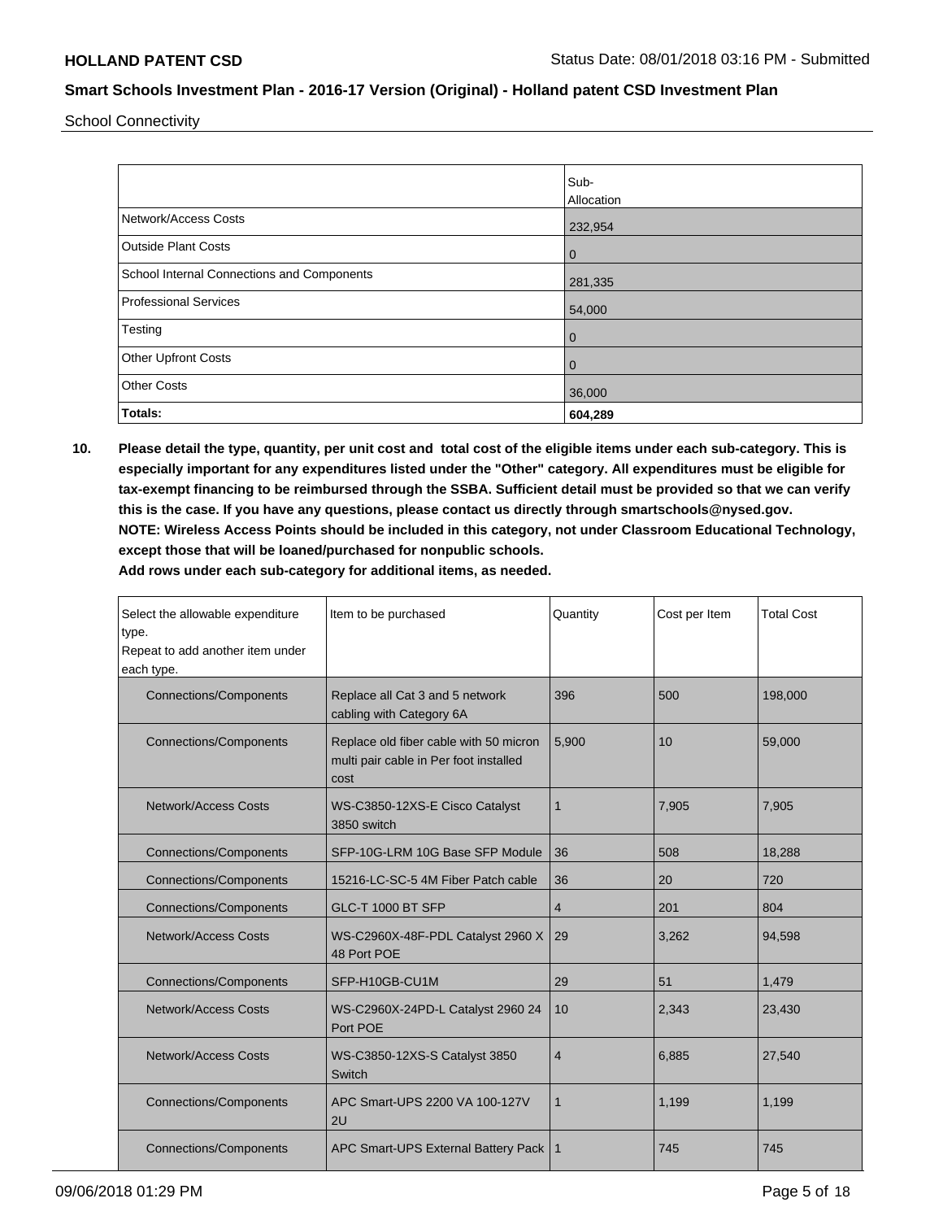School Connectivity

| | Sub-Allocation |
|---|---|
| Network/Access Costs | 232,954 |
| Outside Plant Costs | 0 |
| School Internal Connections and Components | 281,335 |
| Professional Services | 54,000 |
| Testing | 0 |
| Other Upfront Costs | 0 |
| Other Costs | 36,000 |
| **Totals:** | **604,289** |

**10. Please detail the type, quantity, per unit cost and total cost of the eligible items under each sub-category. This is especially important for any expenditures listed under the "Other" category. All expenditures must be eligible for tax-exempt financing to be reimbursed through the SSBA. Sufficient detail must be provided so that we can verify this is the case. If you have any questions, please contact us directly through smartschools@nysed.gov.**
**NOTE: Wireless Access Points should be included in this category, not under Classroom Educational Technology, except those that will be loaned/purchased for nonpublic schools.**
**Add rows under each sub-category for additional items, as needed.**

| Select the allowable expenditure type. Repeat to add another item under each type. | Item to be purchased | Quantity | Cost per Item | Total Cost |
|---|---|---|---|---|
| Connections/Components | Replace all Cat 3 and 5 network cabling with Category 6A | 396 | 500 | 198,000 |
| Connections/Components | Replace old fiber cable with 50 micron multi pair cable in Per foot installed cost | 5,900 | 10 | 59,000 |
| Network/Access Costs | WS-C3850-12XS-E Cisco Catalyst 3850 switch | 1 | 7,905 | 7,905 |
| Connections/Components | SFP-10G-LRM 10G Base SFP Module | 36 | 508 | 18,288 |
| Connections/Components | 15216-LC-SC-5 4M Fiber Patch cable | 36 | 20 | 720 |
| Connections/Components | GLC-T 1000 BT SFP | 4 | 201 | 804 |
| Network/Access Costs | WS-C2960X-48F-PDL Catalyst 2960 X 48 Port POE | 29 | 3,262 | 94,598 |
| Connections/Components | SFP-H10GB-CU1M | 29 | 51 | 1,479 |
| Network/Access Costs | WS-C2960X-24PD-L Catalyst 2960 24 Port POE | 10 | 2,343 | 23,430 |
| Network/Access Costs | WS-C3850-12XS-S Catalyst 3850 Switch | 4 | 6,885 | 27,540 |
| Connections/Components | APC Smart-UPS 2200 VA 100-127V 2U | 1 | 1,199 | 1,199 |
| Connections/Components | APC Smart-UPS External Battery Pack | 1 | 745 | 745 |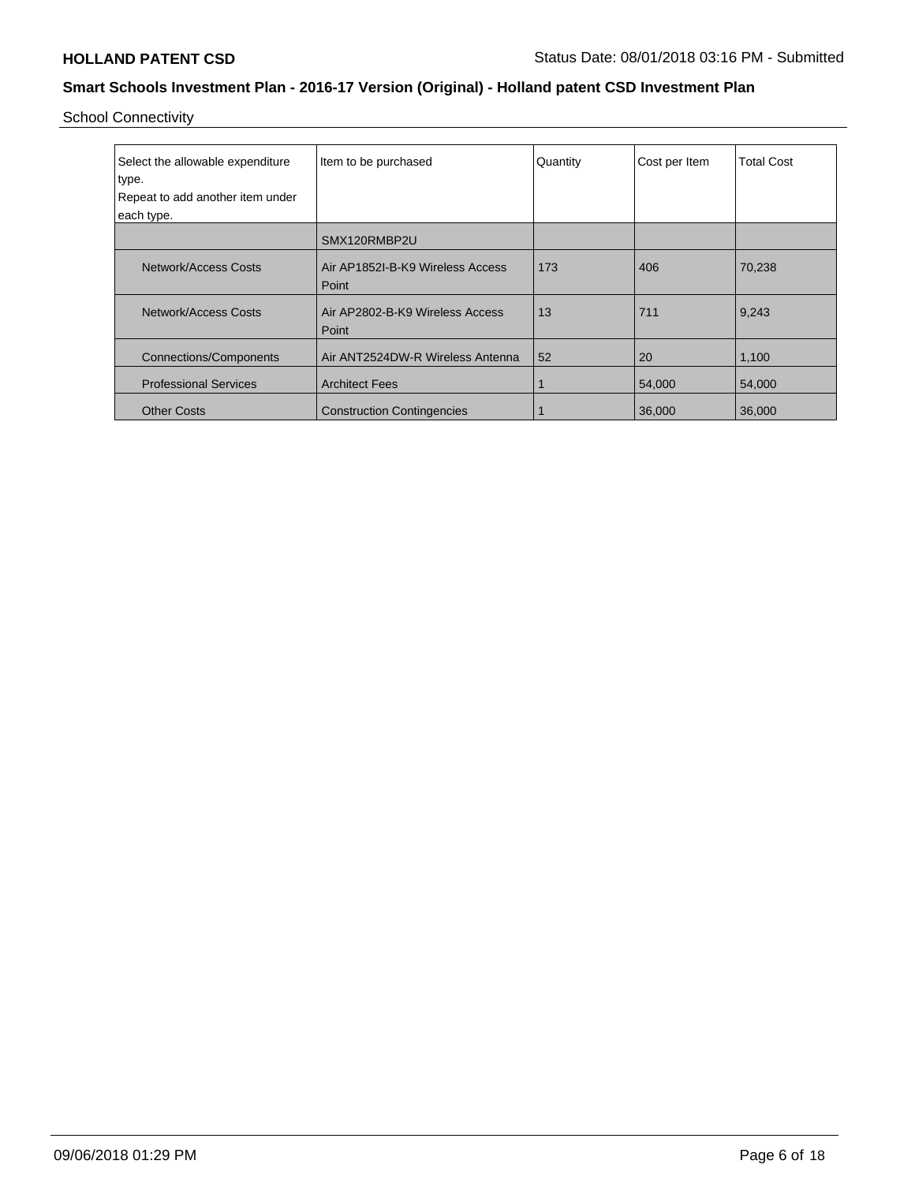School Connectivity

| Select the allowable expenditure type.<br>Repeat to add another item under each type. | Item to be purchased | Quantity | Cost per Item | Total Cost |
|---|---|---|---|---|
| | SMX120RMBP2U | | | |
| Network/Access Costs | Air AP1852I-B-K9 Wireless Access Point | 173 | 406 | 70,238 |
| Network/Access Costs | Air AP2802-B-K9 Wireless Access Point | 13 | 711 | 9,243 |
| Connections/Components | Air ANT2524DW-R Wireless Antenna | 52 | 20 | 1,100 |
| Professional Services | Architect Fees | 1 | 54,000 | 54,000 |
| Other Costs | Construction Contingencies | 1 | 36,000 | 36,000 |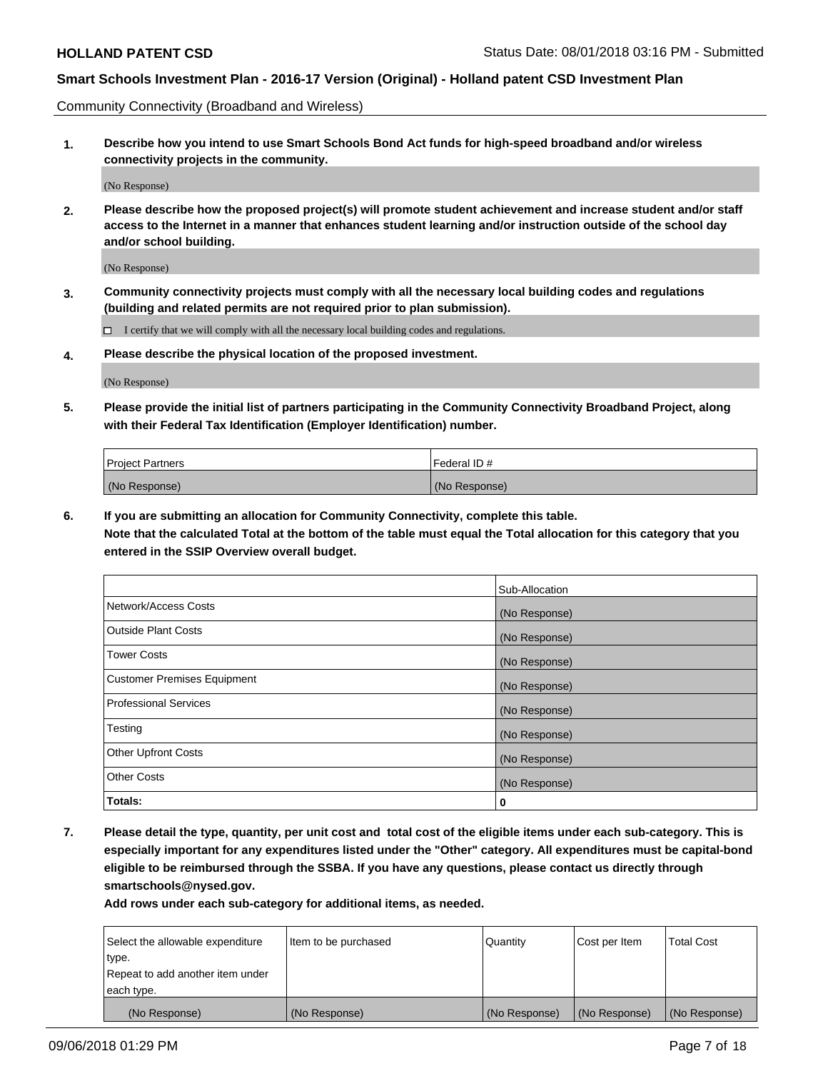Community Connectivity (Broadband and Wireless)

**1. Describe how you intend to use Smart Schools Bond Act funds for high-speed broadband and/or wireless connectivity projects in the community.**

(No Response)

**2. Please describe how the proposed project(s) will promote student achievement and increase student and/or staff access to the Internet in a manner that enhances student learning and/or instruction outside of the school day and/or school building.**

(No Response)

**3. Community connectivity projects must comply with all the necessary local building codes and regulations (building and related permits are not required prior to plan submission).**

☐ I certify that we will comply with all the necessary local building codes and regulations.

**4. Please describe the physical location of the proposed investment.**

(No Response)

**5. Please provide the initial list of partners participating in the Community Connectivity Broadband Project, along with their Federal Tax Identification (Employer Identification) number.**

| Project Partners | Federal ID # |
|---|---|
| (No Response) | (No Response) |

**6. If you are submitting an allocation for Community Connectivity, complete this table.**
**Note that the calculated Total at the bottom of the table must equal the Total allocation for this category that you entered in the SSIP Overview overall budget.**

| | Sub-Allocation |
|---|---|
| Network/Access Costs | (No Response) |
| Outside Plant Costs | (No Response) |
| Tower Costs | (No Response) |
| Customer Premises Equipment | (No Response) |
| Professional Services | (No Response) |
| Testing | (No Response) |
| Other Upfront Costs | (No Response) |
| Other Costs | (No Response) |
| **Totals:** | **0** |

**7. Please detail the type, quantity, per unit cost and total cost of the eligible items under each sub-category. This is especially important for any expenditures listed under the "Other" category. All expenditures must be capital-bond eligible to be reimbursed through the SSBA. If you have any questions, please contact us directly through smartschools@nysed.gov.**

**Add rows under each sub-category for additional items, as needed.**

| Select the allowable expenditure type. Repeat to add another item under each type. | Item to be purchased | Quantity | Cost per Item | Total Cost |
|---|---|---|---|---|
| (No Response) | (No Response) | (No Response) | (No Response) | (No Response) |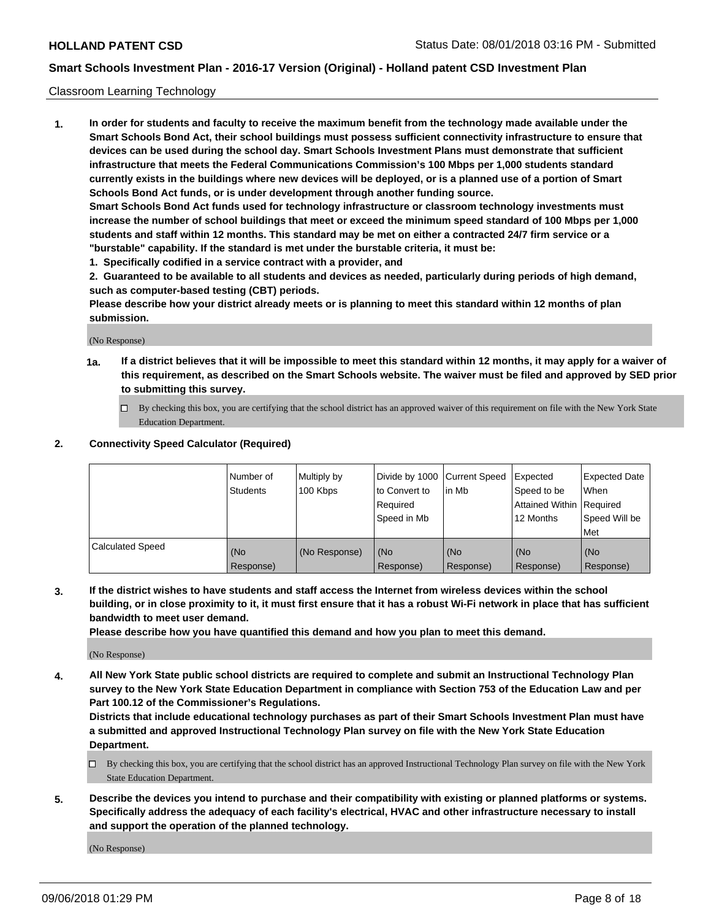Classroom Learning Technology

**1. In order for students and faculty to receive the maximum benefit from the technology made available under the Smart Schools Bond Act, their school buildings must possess sufficient connectivity infrastructure to ensure that devices can be used during the school day. Smart Schools Investment Plans must demonstrate that sufficient infrastructure that meets the Federal Communications Commission's 100 Mbps per 1,000 students standard currently exists in the buildings where new devices will be deployed, or is a planned use of a portion of Smart Schools Bond Act funds, or is under development through another funding source.**

**Smart Schools Bond Act funds used for technology infrastructure or classroom technology investments must increase the number of school buildings that meet or exceed the minimum speed standard of 100 Mbps per 1,000 students and staff within 12 months. This standard may be met on either a contracted 24/7 firm service or a "burstable" capability. If the standard is met under the burstable criteria, it must be:**

**1. Specifically codified in a service contract with a provider, and**

**2. Guaranteed to be available to all students and devices as needed, particularly during periods of high demand, such as computer-based testing (CBT) periods.**

**Please describe how your district already meets or is planning to meet this standard within 12 months of plan submission.**

(No Response)

**1a. If a district believes that it will be impossible to meet this standard within 12 months, it may apply for a waiver of this requirement, as described on the Smart Schools website. The waiver must be filed and approved by SED prior to submitting this survey.**

☐ By checking this box, you are certifying that the school district has an approved waiver of this requirement on file with the New York State Education Department.

**2. Connectivity Speed Calculator (Required)**

| | Number of Students | Multiply by 100 Kbps | Divide by 1000 to Convert to Required Speed in Mb | Current Speed in Mb | Expected Speed to be Attained Within 12 Months | Expected Date When Required Speed Will be Met |
|---|---|---|---|---|---|---|
| Calculated Speed | (No Response) | (No Response) | (No Response) | (No Response) | (No Response) | (No Response) |

**3. If the district wishes to have students and staff access the Internet from wireless devices within the school building, or in close proximity to it, it must first ensure that it has a robust Wi-Fi network in place that has sufficient bandwidth to meet user demand.**

**Please describe how you have quantified this demand and how you plan to meet this demand.**

(No Response)

**4. All New York State public school districts are required to complete and submit an Instructional Technology Plan survey to the New York State Education Department in compliance with Section 753 of the Education Law and per Part 100.12 of the Commissioner's Regulations.**

**Districts that include educational technology purchases as part of their Smart Schools Investment Plan must have a submitted and approved Instructional Technology Plan survey on file with the New York State Education Department.**

☐ By checking this box, you are certifying that the school district has an approved Instructional Technology Plan survey on file with the New York State Education Department.

**5. Describe the devices you intend to purchase and their compatibility with existing or planned platforms or systems. Specifically address the adequacy of each facility's electrical, HVAC and other infrastructure necessary to install and support the operation of the planned technology.**

(No Response)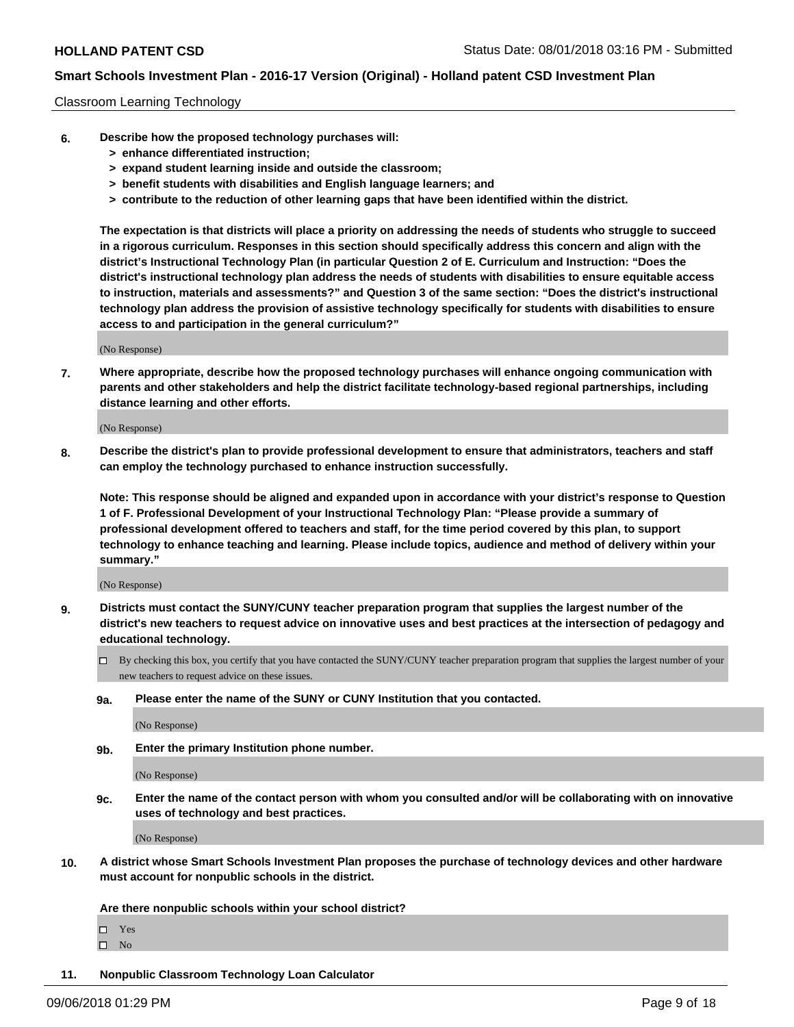Classroom Learning Technology

6. **Describe how the proposed technology purchases will:**
   - **> enhance differentiated instruction;**
   - **> expand student learning inside and outside the classroom;**
   - **> benefit students with disabilities and English language learners; and**
   - **> contribute to the reduction of other learning gaps that have been identified within the district.**

   **The expectation is that districts will place a priority on addressing the needs of students who struggle to succeed in a rigorous curriculum. Responses in this section should specifically address this concern and align with the district's Instructional Technology Plan (in particular Question 2 of E. Curriculum and Instruction: "Does the district's instructional technology plan address the needs of students with disabilities to ensure equitable access to instruction, materials and assessments?" and Question 3 of the same section: "Does the district's instructional technology plan address the provision of assistive technology specifically for students with disabilities to ensure access to and participation in the general curriculum?"**

   (No Response)

7. **Where appropriate, describe how the proposed technology purchases will enhance ongoing communication with parents and other stakeholders and help the district facilitate technology-based regional partnerships, including distance learning and other efforts.**

   (No Response)

8. **Describe the district's plan to provide professional development to ensure that administrators, teachers and staff can employ the technology purchased to enhance instruction successfully.**

   **Note: This response should be aligned and expanded upon in accordance with your district's response to Question 1 of F. Professional Development of your Instructional Technology Plan: "Please provide a summary of professional development offered to teachers and staff, for the time period covered by this plan, to support technology to enhance teaching and learning. Please include topics, audience and method of delivery within your summary."**

   (No Response)

9. **Districts must contact the SUNY/CUNY teacher preparation program that supplies the largest number of the district's new teachers to request advice on innovative uses and best practices at the intersection of pedagogy and educational technology.**

   ☐ By checking this box, you certify that you have contacted the SUNY/CUNY teacher preparation program that supplies the largest number of your new teachers to request advice on these issues.

   **9a. Please enter the name of the SUNY or CUNY Institution that you contacted.**

   (No Response)

   **9b. Enter the primary Institution phone number.**

   (No Response)

   **9c. Enter the name of the contact person with whom you consulted and/or will be collaborating with on innovative uses of technology and best practices.**

   (No Response)

10. **A district whose Smart Schools Investment Plan proposes the purchase of technology devices and other hardware must account for nonpublic schools in the district.**

    **Are there nonpublic schools within your school district?**

    ☐ Yes
    ☐ No

11. **Nonpublic Classroom Technology Loan Calculator**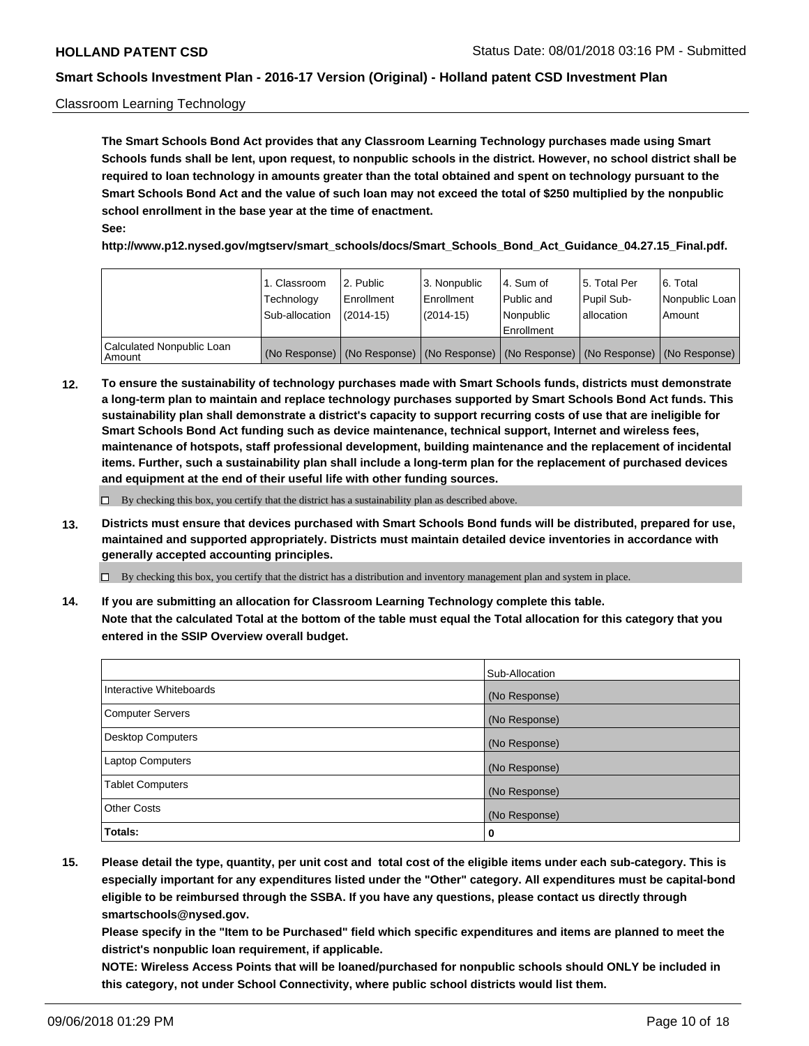Classroom Learning Technology

**The Smart Schools Bond Act provides that any Classroom Learning Technology purchases made using Smart Schools funds shall be lent, upon request, to nonpublic schools in the district. However, no school district shall be required to loan technology in amounts greater than the total obtained and spent on technology pursuant to the Smart Schools Bond Act and the value of such loan may not exceed the total of $250 multiplied by the nonpublic school enrollment in the base year at the time of enactment.**

**See:**

**http://www.p12.nysed.gov/mgtserv/smart_schools/docs/Smart_Schools_Bond_Act_Guidance_04.27.15_Final.pdf.**

| | 1. Classroom Technology Sub-allocation | 2. Public Enrollment (2014-15) | 3. Nonpublic Enrollment (2014-15) | 4. Sum of Public and Nonpublic Enrollment | 5. Total Per Pupil Sub-allocation | 6. Total Nonpublic Loan Amount |
|---|---|---|---|---|---|---|
| Calculated Nonpublic Loan Amount | (No Response) | (No Response) | (No Response) | (No Response) | (No Response) | (No Response) |

**12. To ensure the sustainability of technology purchases made with Smart Schools funds, districts must demonstrate a long-term plan to maintain and replace technology purchases supported by Smart Schools Bond Act funds. This sustainability plan shall demonstrate a district's capacity to support recurring costs of use that are ineligible for Smart Schools Bond Act funding such as device maintenance, technical support, Internet and wireless fees, maintenance of hotspots, staff professional development, building maintenance and the replacement of incidental items. Further, such a sustainability plan shall include a long-term plan for the replacement of purchased devices and equipment at the end of their useful life with other funding sources.**

☐ By checking this box, you certify that the district has a sustainability plan as described above.

**13. Districts must ensure that devices purchased with Smart Schools Bond funds will be distributed, prepared for use, maintained and supported appropriately. Districts must maintain detailed device inventories in accordance with generally accepted accounting principles.**

☐ By checking this box, you certify that the district has a distribution and inventory management plan and system in place.

**14. If you are submitting an allocation for Classroom Learning Technology complete this table.**
**Note that the calculated Total at the bottom of the table must equal the Total allocation for this category that you entered in the SSIP Overview overall budget.**

| | Sub-Allocation |
|---|---|
| Interactive Whiteboards | (No Response) |
| Computer Servers | (No Response) |
| Desktop Computers | (No Response) |
| Laptop Computers | (No Response) |
| Tablet Computers | (No Response) |
| Other Costs | (No Response) |
| **Totals:** | **0** |

**15. Please detail the type, quantity, per unit cost and total cost of the eligible items under each sub-category. This is especially important for any expenditures listed under the "Other" category. All expenditures must be capital-bond eligible to be reimbursed through the SSBA. If you have any questions, please contact us directly through smartschools@nysed.gov.**

**Please specify in the "Item to be Purchased" field which specific expenditures and items are planned to meet the district's nonpublic loan requirement, if applicable.**

**NOTE: Wireless Access Points that will be loaned/purchased for nonpublic schools should ONLY be included in this category, not under School Connectivity, where public school districts would list them.**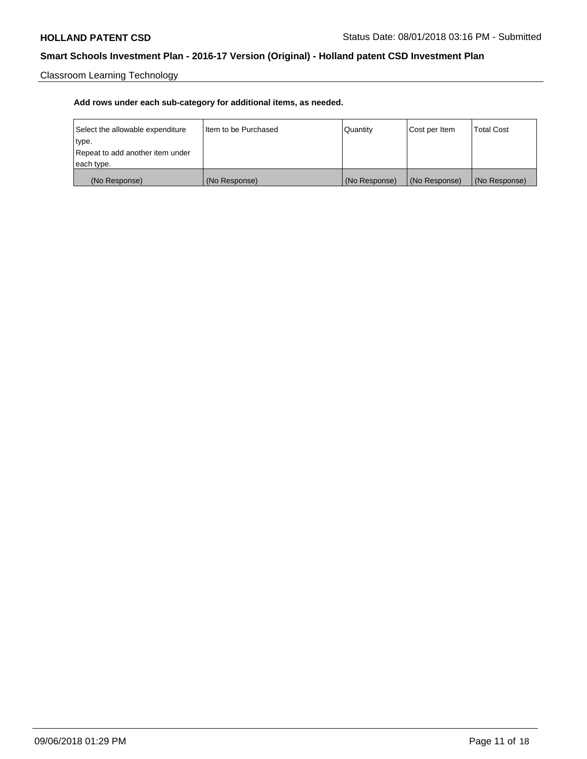Classroom Learning Technology

**Add rows under each sub-category for additional items, as needed.**

| Select the allowable expenditure type.<br>Repeat to add another item under each type. | Item to be Purchased | Quantity | Cost per Item | Total Cost |
|---|---|---|---|---|
| (No Response) | (No Response) | (No Response) | (No Response) | (No Response) |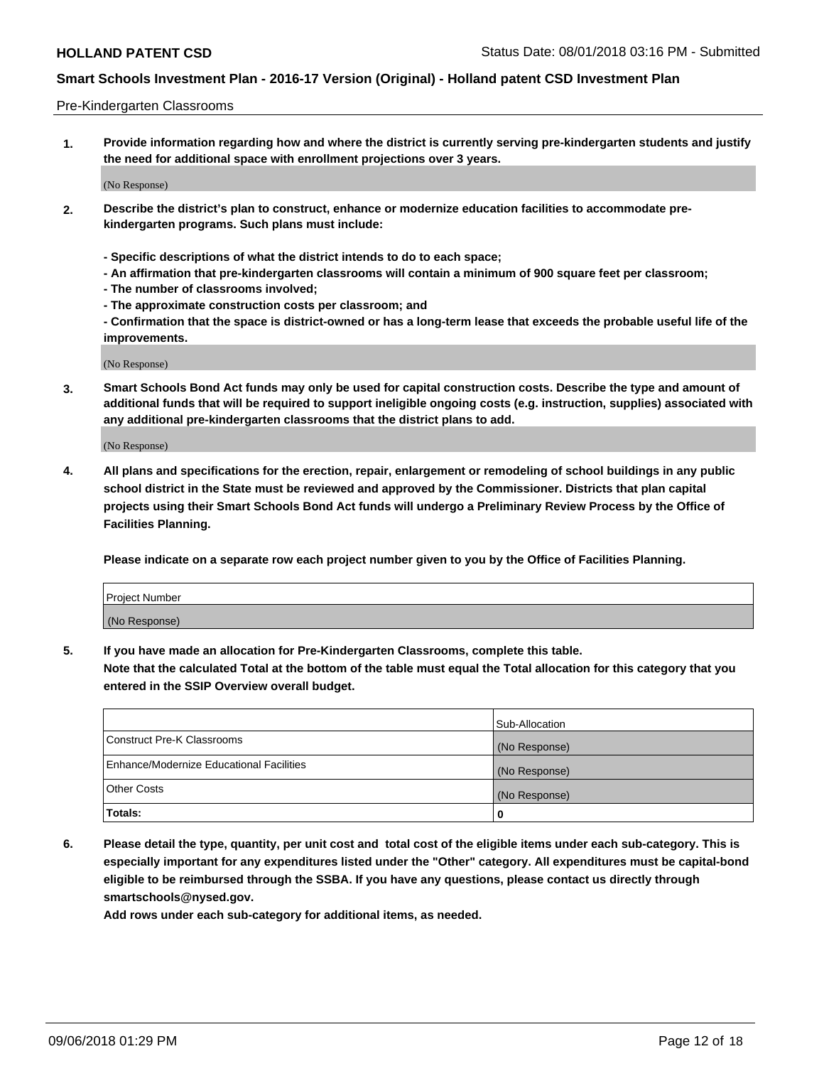Pre-Kindergarten Classrooms

**1. Provide information regarding how and where the district is currently serving pre-kindergarten students and justify the need for additional space with enrollment projections over 3 years.**

(No Response)

**2. Describe the district's plan to construct, enhance or modernize education facilities to accommodate pre-kindergarten programs. Such plans must include:**

**- Specific descriptions of what the district intends to do to each space;**
**- An affirmation that pre-kindergarten classrooms will contain a minimum of 900 square feet per classroom;**
**- The number of classrooms involved;**
**- The approximate construction costs per classroom; and**
**- Confirmation that the space is district-owned or has a long-term lease that exceeds the probable useful life of the improvements.**

(No Response)

**3. Smart Schools Bond Act funds may only be used for capital construction costs. Describe the type and amount of additional funds that will be required to support ineligible ongoing costs (e.g. instruction, supplies) associated with any additional pre-kindergarten classrooms that the district plans to add.**

(No Response)

**4. All plans and specifications for the erection, repair, enlargement or remodeling of school buildings in any public school district in the State must be reviewed and approved by the Commissioner. Districts that plan capital projects using their Smart Schools Bond Act funds will undergo a Preliminary Review Process by the Office of Facilities Planning.**

**Please indicate on a separate row each project number given to you by the Office of Facilities Planning.**

| Project Number |
|---|
| (No Response) |

**5. If you have made an allocation for Pre-Kindergarten Classrooms, complete this table.**
**Note that the calculated Total at the bottom of the table must equal the Total allocation for this category that you entered in the SSIP Overview overall budget.**

| | Sub-Allocation |
|---|---|
| Construct Pre-K Classrooms | (No Response) |
| Enhance/Modernize Educational Facilities | (No Response) |
| Other Costs | (No Response) |
| **Totals:** | **0** |

**6. Please detail the type, quantity, per unit cost and total cost of the eligible items under each sub-category. This is especially important for any expenditures listed under the "Other" category. All expenditures must be capital-bond eligible to be reimbursed through the SSBA. If you have any questions, please contact us directly through smartschools@nysed.gov.**
**Add rows under each sub-category for additional items, as needed.**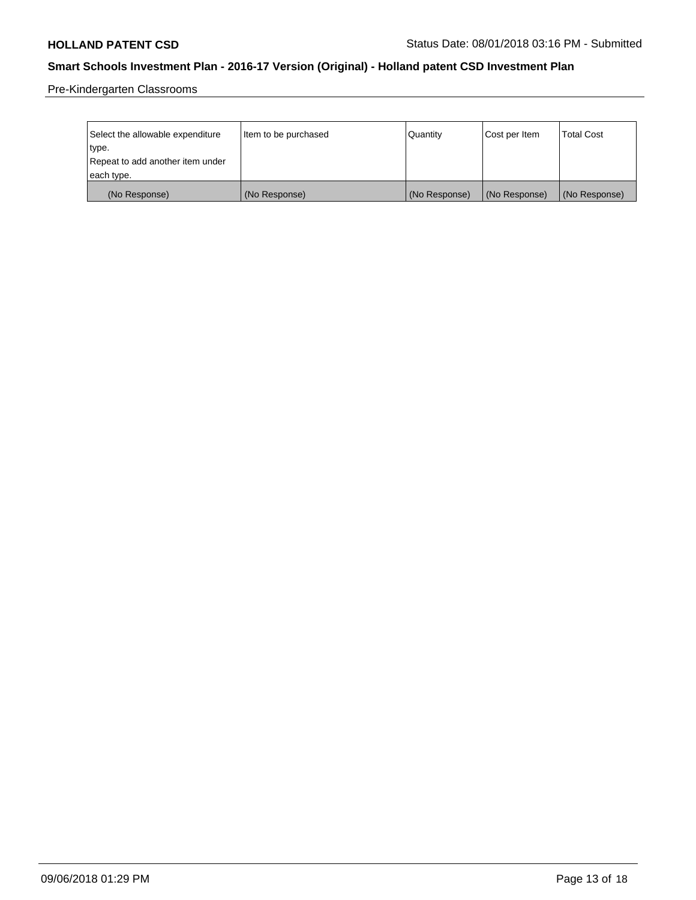Pre-Kindergarten Classrooms

| Select the allowable expenditure type. Repeat to add another item under each type. | Item to be purchased | Quantity | Cost per Item | Total Cost |
| --- | --- | --- | --- | --- |
| (No Response) | (No Response) | (No Response) | (No Response) | (No Response) |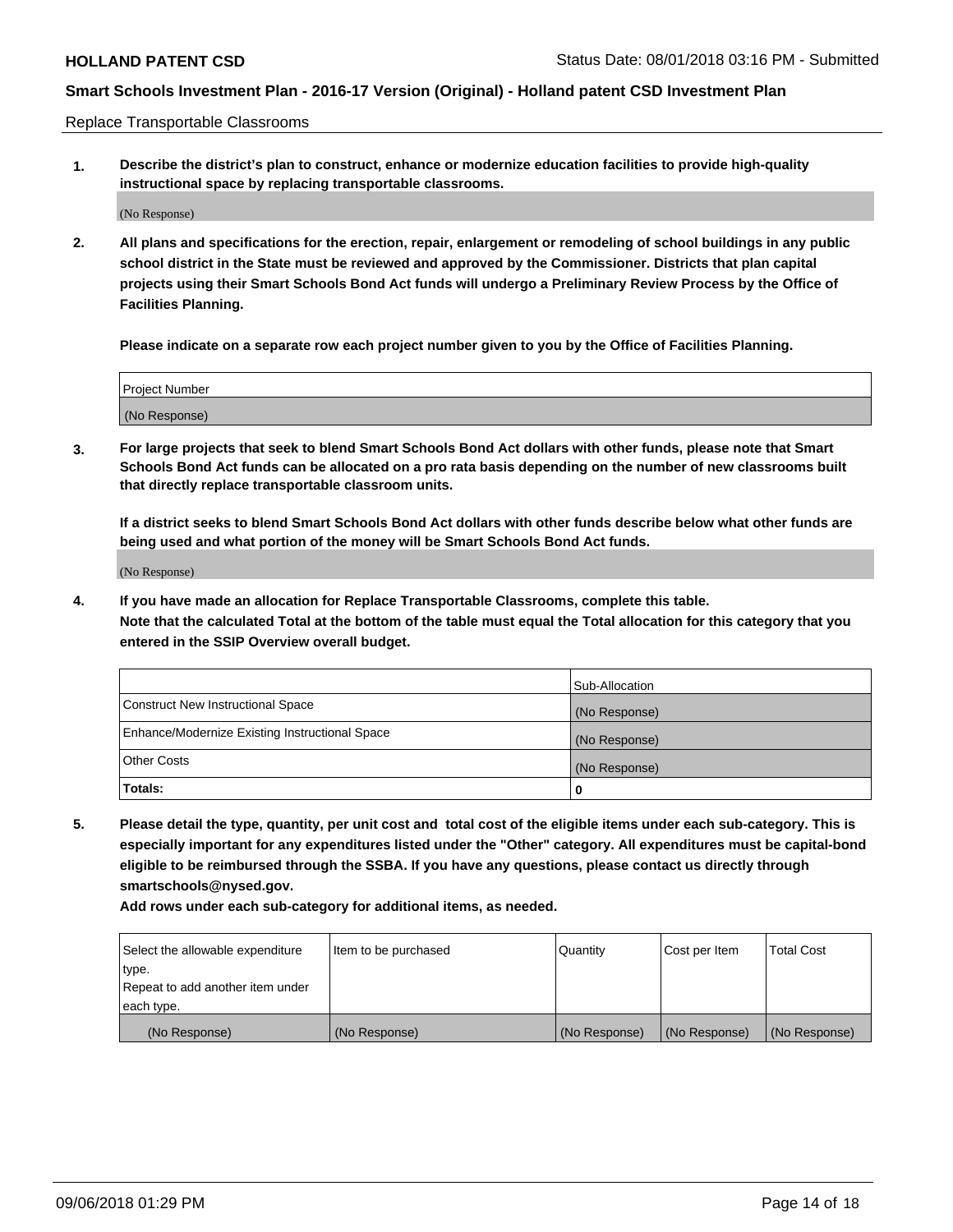Replace Transportable Classrooms

1. **Describe the district's plan to construct, enhance or modernize education facilities to provide high-quality instructional space by replacing transportable classrooms.**

(No Response)

2. **All plans and specifications for the erection, repair, enlargement or remodeling of school buildings in any public school district in the State must be reviewed and approved by the Commissioner. Districts that plan capital projects using their Smart Schools Bond Act funds will undergo a Preliminary Review Process by the Office of Facilities Planning.**

**Please indicate on a separate row each project number given to you by the Office of Facilities Planning.**

| Project Number |
|---|
| (No Response) |

3. **For large projects that seek to blend Smart Schools Bond Act dollars with other funds, please note that Smart Schools Bond Act funds can be allocated on a pro rata basis depending on the number of new classrooms built that directly replace transportable classroom units.**

**If a district seeks to blend Smart Schools Bond Act dollars with other funds describe below what other funds are being used and what portion of the money will be Smart Schools Bond Act funds.**

(No Response)

4. **If you have made an allocation for Replace Transportable Classrooms, complete this table. Note that the calculated Total at the bottom of the table must equal the Total allocation for this category that you entered in the SSIP Overview overall budget.**

| | Sub-Allocation |
|---|---|
| Construct New Instructional Space | (No Response) |
| Enhance/Modernize Existing Instructional Space | (No Response) |
| Other Costs | (No Response) |
| **Totals:** | **0** |

5. **Please detail the type, quantity, per unit cost and total cost of the eligible items under each sub-category. This is especially important for any expenditures listed under the "Other" category. All expenditures must be capital-bond eligible to be reimbursed through the SSBA. If you have any questions, please contact us directly through smartschools@nysed.gov.**

**Add rows under each sub-category for additional items, as needed.**

| Select the allowable expenditure type. Repeat to add another item under each type. | Item to be purchased | Quantity | Cost per Item | Total Cost |
|---|---|---|---|---|
| (No Response) | (No Response) | (No Response) | (No Response) | (No Response) |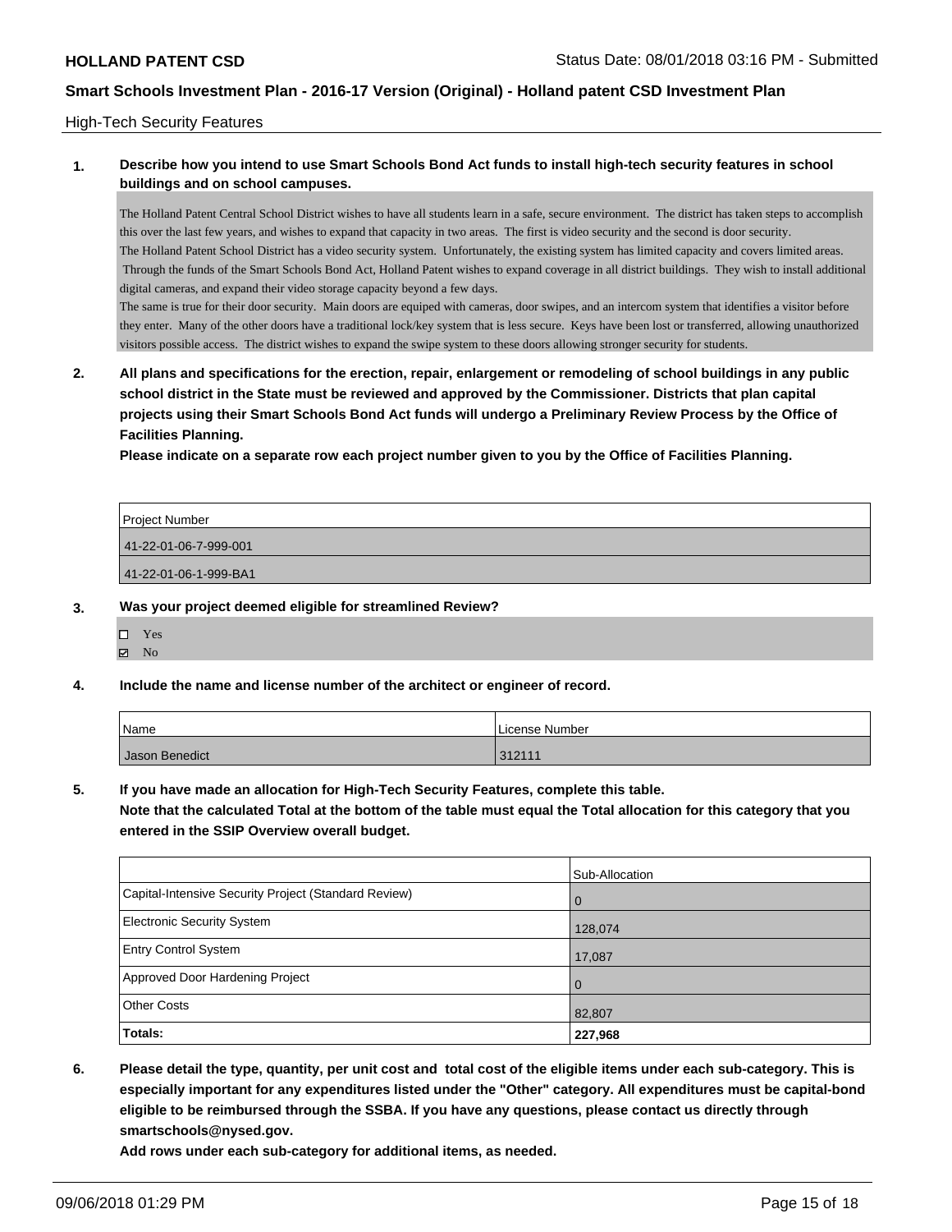High-Tech Security Features

**1. Describe how you intend to use Smart Schools Bond Act funds to install high-tech security features in school buildings and on school campuses.**

The Holland Patent Central School District wishes to have all students learn in a safe, secure environment. The district has taken steps to accomplish this over the last few years, and wishes to expand that capacity in two areas. The first is video security and the second is door security.
The Holland Patent School District has a video security system. Unfortunately, the existing system has limited capacity and covers limited areas. Through the funds of the Smart Schools Bond Act, Holland Patent wishes to expand coverage in all district buildings. They wish to install additional digital cameras, and expand their video storage capacity beyond a few days.
The same is true for their door security. Main doors are equiped with cameras, door swipes, and an intercom system that identifies a visitor before they enter. Many of the other doors have a traditional lock/key system that is less secure. Keys have been lost or transferred, allowing unauthorized visitors possible access. The district wishes to expand the swipe system to these doors allowing stronger security for students.

**2. All plans and specifications for the erection, repair, enlargement or remodeling of school buildings in any public school district in the State must be reviewed and approved by the Commissioner. Districts that plan capital projects using their Smart Schools Bond Act funds will undergo a Preliminary Review Process by the Office of Facilities Planning.**
**Please indicate on a separate row each project number given to you by the Office of Facilities Planning.**

| Project Number |
| --- |
| 41-22-01-06-7-999-001 |
| 41-22-01-06-1-999-BA1 |

**3. Was your project deemed eligible for streamlined Review?**

- ☐ Yes
- ☑ No

**4. Include the name and license number of the architect or engineer of record.**

| Name | License Number |
| --- | --- |
| Jason Benedict | 312111 |

**5. If you have made an allocation for High-Tech Security Features, complete this table.**
**Note that the calculated Total at the bottom of the table must equal the Total allocation for this category that you entered in the SSIP Overview overall budget.**

| | Sub-Allocation |
| --- | --- |
| Capital-Intensive Security Project (Standard Review) | 0 |
| Electronic Security System | 128,074 |
| Entry Control System | 17,087 |
| Approved Door Hardening Project | 0 |
| Other Costs | 82,807 |
| **Totals:** | **227,968** |

**6. Please detail the type, quantity, per unit cost and total cost of the eligible items under each sub-category. This is especially important for any expenditures listed under the "Other" category. All expenditures must be capital-bond eligible to be reimbursed through the SSBA. If you have any questions, please contact us directly through smartschools@nysed.gov.**
**Add rows under each sub-category for additional items, as needed.**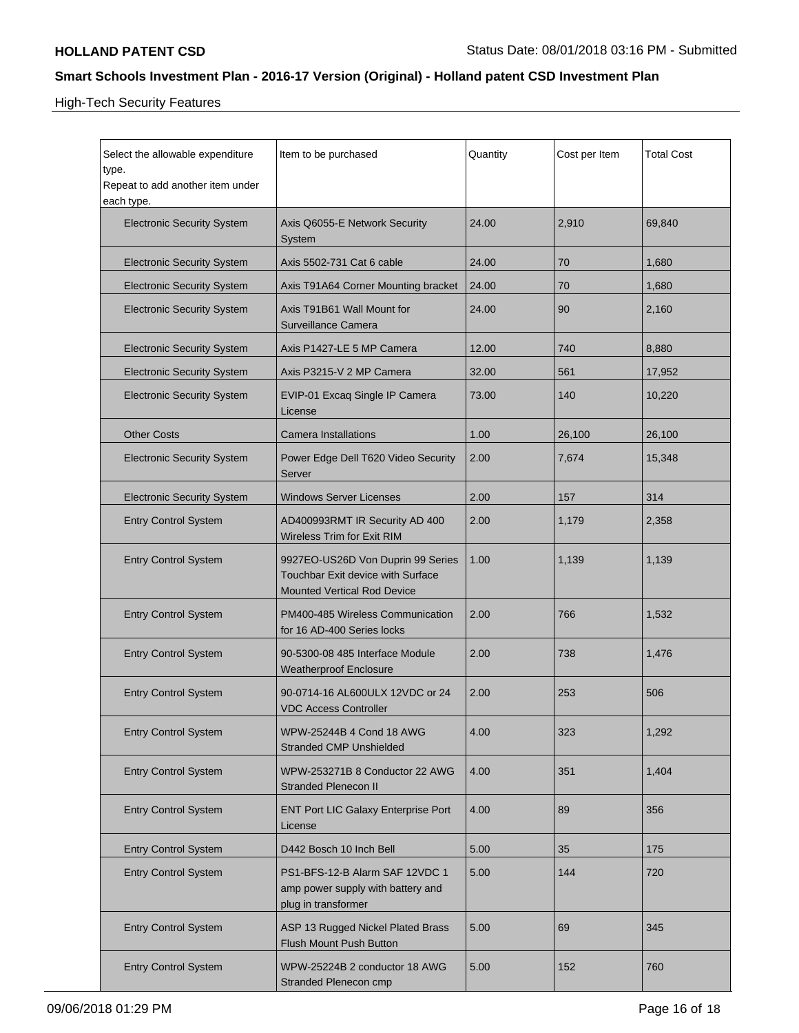High-Tech Security Features

| Select the allowable expenditure type. Repeat to add another item under each type. | Item to be purchased | Quantity | Cost per Item | Total Cost |
|---|---|---|---|---|
| Electronic Security System | Axis Q6055-E Network Security System | 24.00 | 2,910 | 69,840 |
| Electronic Security System | Axis 5502-731 Cat 6 cable | 24.00 | 70 | 1,680 |
| Electronic Security System | Axis T91A64 Corner Mounting bracket | 24.00 | 70 | 1,680 |
| Electronic Security System | Axis T91B61 Wall Mount for Surveillance Camera | 24.00 | 90 | 2,160 |
| Electronic Security System | Axis P1427-LE 5 MP Camera | 12.00 | 740 | 8,880 |
| Electronic Security System | Axis P3215-V 2 MP Camera | 32.00 | 561 | 17,952 |
| Electronic Security System | EVIP-01 Excaq Single IP Camera License | 73.00 | 140 | 10,220 |
| Other Costs | Camera Installations | 1.00 | 26,100 | 26,100 |
| Electronic Security System | Power Edge Dell T620 Video Security Server | 2.00 | 7,674 | 15,348 |
| Electronic Security System | Windows Server Licenses | 2.00 | 157 | 314 |
| Entry Control System | AD400993RMT IR Security AD 400 Wireless Trim for Exit RIM | 2.00 | 1,179 | 2,358 |
| Entry Control System | 9927EO-US26D Von Duprin 99 Series Touchbar Exit device with Surface Mounted Vertical Rod Device | 1.00 | 1,139 | 1,139 |
| Entry Control System | PM400-485 Wireless Communication for 16 AD-400 Series locks | 2.00 | 766 | 1,532 |
| Entry Control System | 90-5300-08 485 Interface Module Weatherproof Enclosure | 2.00 | 738 | 1,476 |
| Entry Control System | 90-0714-16 AL600ULX 12VDC or 24 VDC Access Controller | 2.00 | 253 | 506 |
| Entry Control System | WPW-25244B 4 Cond 18 AWG Stranded CMP Unshielded | 4.00 | 323 | 1,292 |
| Entry Control System | WPW-253271B 8 Conductor 22 AWG Stranded Plenecon II | 4.00 | 351 | 1,404 |
| Entry Control System | ENT Port LIC Galaxy Enterprise Port License | 4.00 | 89 | 356 |
| Entry Control System | D442 Bosch 10 Inch Bell | 5.00 | 35 | 175 |
| Entry Control System | PS1-BFS-12-B Alarm SAF 12VDC 1 amp power supply with battery and plug in transformer | 5.00 | 144 | 720 |
| Entry Control System | ASP 13 Rugged Nickel Plated Brass Flush Mount Push Button | 5.00 | 69 | 345 |
| Entry Control System | WPW-25224B 2 conductor 18 AWG Stranded Plenecon cmp | 5.00 | 152 | 760 |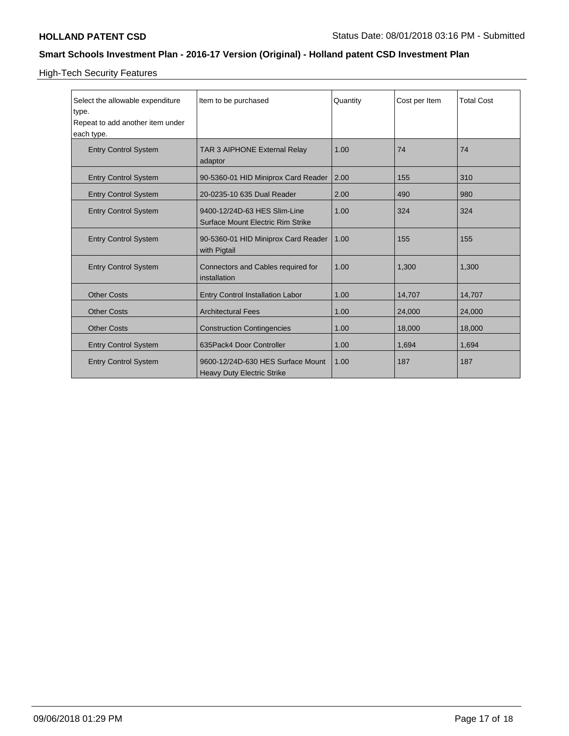High-Tech Security Features

| Select the allowable expenditure type. Repeat to add another item under each type. | Item to be purchased | Quantity | Cost per Item | Total Cost |
|---|---|---|---|---|
| Entry Control System | TAR 3 AIPHONE External Relay adaptor | 1.00 | 74 | 74 |
| Entry Control System | 90-5360-01 HID Miniprox Card Reader | 2.00 | 155 | 310 |
| Entry Control System | 20-0235-10 635 Dual Reader | 2.00 | 490 | 980 |
| Entry Control System | 9400-12/24D-63 HES Slim-Line Surface Mount Electric Rim Strike | 1.00 | 324 | 324 |
| Entry Control System | 90-5360-01 HID Miniprox Card Reader with Pigtail | 1.00 | 155 | 155 |
| Entry Control System | Connectors and Cables required for installation | 1.00 | 1,300 | 1,300 |
| Other Costs | Entry Control Installation Labor | 1.00 | 14,707 | 14,707 |
| Other Costs | Architectural Fees | 1.00 | 24,000 | 24,000 |
| Other Costs | Construction Contingencies | 1.00 | 18,000 | 18,000 |
| Entry Control System | 635Pack4 Door Controller | 1.00 | 1,694 | 1,694 |
| Entry Control System | 9600-12/24D-630 HES Surface Mount Heavy Duty Electric Strike | 1.00 | 187 | 187 |